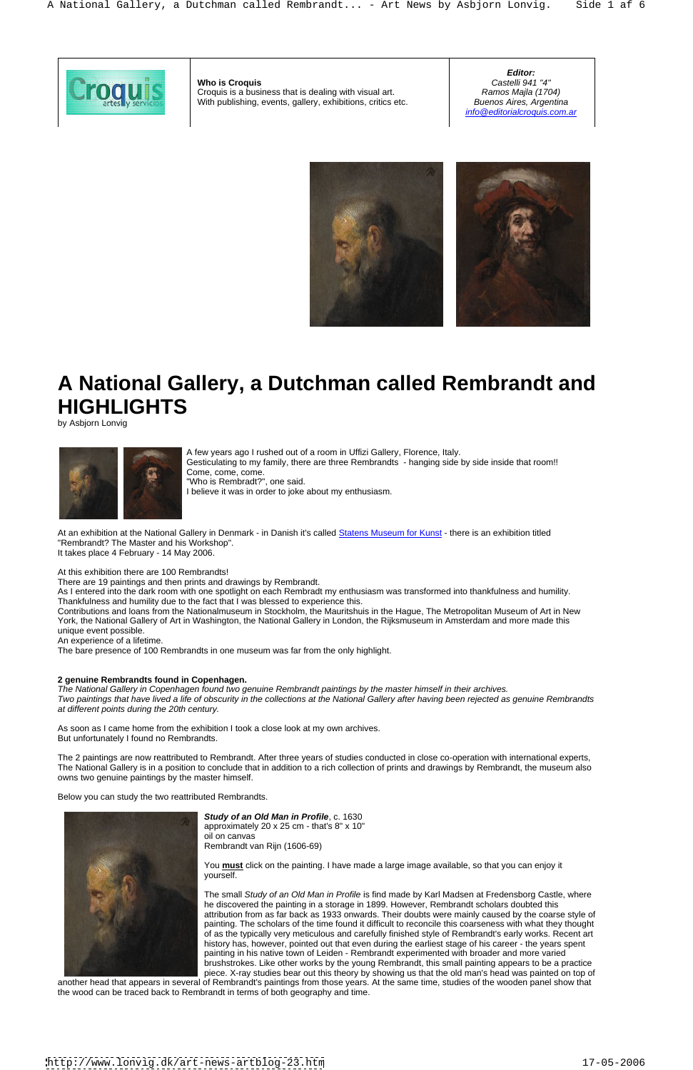**Who is Croquis**
Croquis is a business that is dealing with visual art.
With publishing, events, gallery, exhibitions, critics etc.

***Editor:***
*Castelli 941 "4"*
*Ramos Majla (1704)*
*Buenos Aires, Argentina*
*info@editorialcroquis.com.ar*

# A National Gallery, a Dutchman called Rembrandt and HIGHLIGHTS

by Asbjorn Lonvig

A few years ago I rushed out of a room in Uffizi Gallery, Florence, Italy.
Gesticulating to my family, there are three Rembrandts - hanging side by side inside that room!!
Come, come, come.
"Who is Rembradt?", one said.
I believe it was in order to joke about my enthusiasm.

At an exhibition at the National Gallery in Denmark - in Danish it's called Statens Museum for Kunst - there is an exhibition titled "Rembrandt? The Master and his Workshop".
It takes place 4 February - 14 May 2006.

At this exhibition there are 100 Rembrandts!
There are 19 paintings and then prints and drawings by Rembrandt.
As I entered into the dark room with one spotlight on each Rembradt my enthusiasm was transformed into thankfulness and humility.
Thankfulness and humility due to the fact that I was blessed to experience this.
Contributions and loans from the Nationalmuseum in Stockholm, the Mauritshuis in the Hague, The Metropolitan Museum of Art in New York, the National Gallery of Art in Washington, the National Gallery in London, the Rijksmuseum in Amsterdam and more made this unique event possible.
An experience of a lifetime.
The bare presence of 100 Rembrandts in one museum was far from the only highlight.

**2 genuine Rembrandts found in Copenhagen.**
*The National Gallery in Copenhagen found two genuine Rembrandt paintings by the master himself in their archives.*
*Two paintings that have lived a life of obscurity in the collections at the National Gallery after having been rejected as genuine Rembrandts at different points during the 20th century.*

As soon as I came home from the exhibition I took a close look at my own archives.
But unfortunately I found no Rembrandts.

The 2 paintings are now reattributed to Rembrandt. After three years of studies conducted in close co-operation with international experts, The National Gallery is in a position to conclude that in addition to a rich collection of prints and drawings by Rembrandt, the museum also owns two genuine paintings by the master himself.

Below you can study the two reattributed Rembrandts.

***Study of an Old Man in Profile***, c. 1630
approximately 20 x 25 cm - that's 8" x 10"
oil on canvas
Rembrandt van Rijn (1606-69)

You **must** click on the painting. I have made a large image available, so that you can enjoy it yourself.

The small *Study of an Old Man in Profile* is find made by Karl Madsen at Fredensborg Castle, where he discovered the painting in a storage in 1899. However, Rembrandt scholars doubted this attribution from as far back as 1933 onwards. Their doubts were mainly caused by the coarse style of painting. The scholars of the time found it difficult to reconcile this coarseness with what they thought of as the typically very meticulous and carefully finished style of Rembrandt's early works. Recent art history has, however, pointed out that even during the earliest stage of his career - the years spent painting in his native town of Leiden - Rembrandt experimented with broader and more varied brushstrokes. Like other works by the young Rembrandt, this small painting appears to be a practice piece. X-ray studies bear out this theory by showing us that the old man's head was painted on top of another head that appears in several of Rembrandt's paintings from those years. At the same time, studies of the wooden panel show that the wood can be traced back to Rembrandt in terms of both geography and time.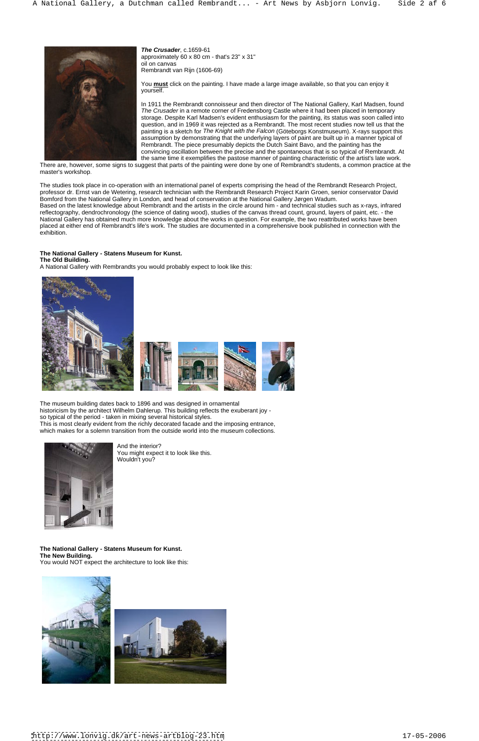***The Crusader***, c.1659-61
approximately 60 x 80 cm - that's 23" x 31"
oil on canvas
Rembrandt van Rijn (1606-69)

You **must** click on the painting. I have made a large image available, so that you can enjoy it yourself.

In 1911 the Rembrandt connoisseur and then director of The National Gallery, Karl Madsen, found *The Crusader* in a remote corner of Fredensborg Castle where it had been placed in temporary storage. Despite Karl Madsen's evident enthusiasm for the painting, its status was soon called into question, and in 1969 it was rejected as a Rembrandt. The most recent studies now tell us that the painting is a sketch for *The Knight with the Falcon* (Göteborgs Konstmuseum). X-rays support this assumption by demonstrating that the underlying layers of paint are built up in a manner typical of Rembrandt. The piece presumably depicts the Dutch Saint Bavo, and the painting has the convincing oscillation between the precise and the spontaneous that is so typical of Rembrandt. At the same time it exemplifies the pastose manner of painting characteristic of the artist's late work. There are, however, some signs to suggest that parts of the painting were done by one of Rembrandt's students, a common practice at the master's workshop.

The studies took place in co-operation with an international panel of experts comprising the head of the Rembrandt Research Project, professor dr. Ernst van de Wetering, research technician with the Rembrandt Research Project Karin Groen, senior conservator David Bomford from the National Gallery in London, and head of conservation at the National Gallery Jørgen Wadum.
Based on the latest knowledge about Rembrandt and the artists in the circle around him - and technical studies such as x-rays, infrared reflectography, dendrochronology (the science of dating wood), studies of the canvas thread count, ground, layers of paint, etc. - the National Gallery has obtained much more knowledge about the works in question. For example, the two reattributed works have been placed at either end of Rembrandt's life's work. The studies are documented in a comprehensive book published in connection with the exhibition.

**The National Gallery - Statens Museum for Kunst.**
**The Old Building.**
A National Gallery with Rembrandts you would probably expect to look like this:

The museum building dates back to 1896 and was designed in ornamental historicism by the architect Wilhelm Dahlerup. This building reflects the exuberant joy - so typical of the period - taken in mixing several historical styles.
This is most clearly evident from the richly decorated facade and the imposing entrance, which makes for a solemn transition from the outside world into the museum collections.

And the interior?
You might expect it to look like this.
Wouldn't you?

**The National Gallery - Statens Museum for Kunst.**
**The New Building.**
You would NOT expect the architecture to look like this: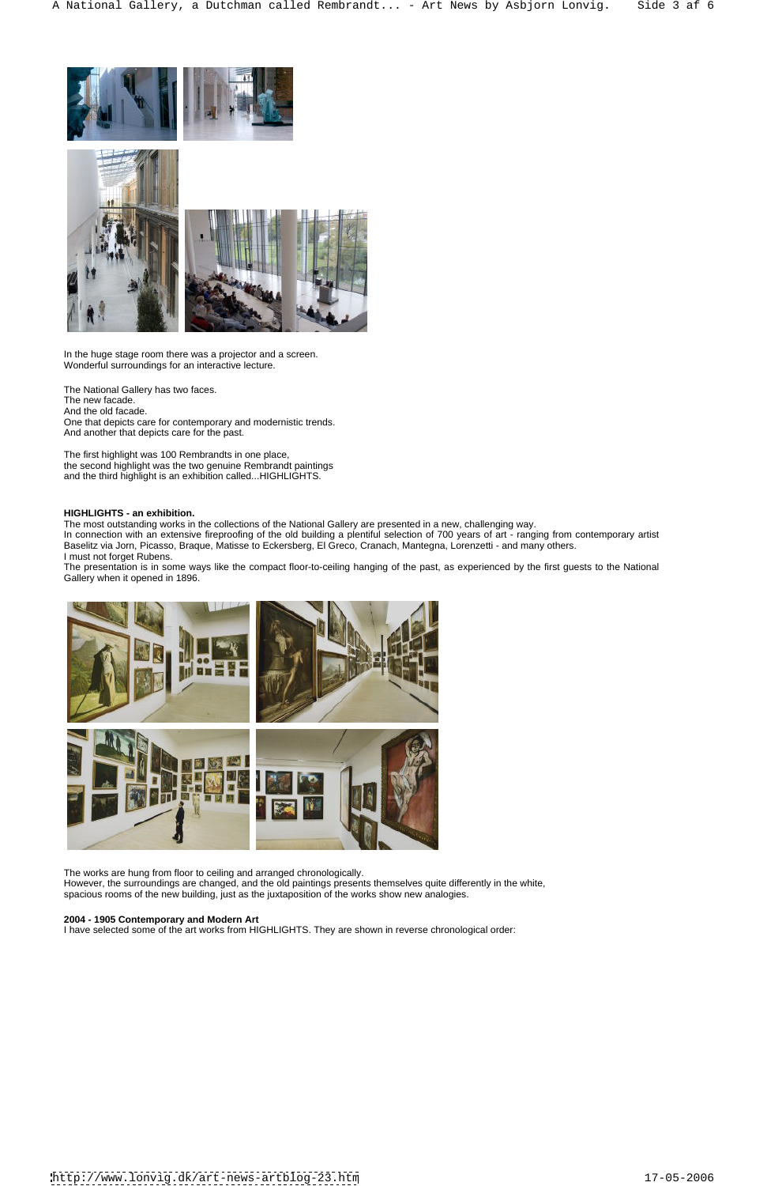In the huge stage room there was a projector and a screen.
Wonderful surroundings for an interactive lecture.

The National Gallery has two faces.
The new facade.
And the old facade.
One that depicts care for contemporary and modernistic trends.
And another that depicts care for the past.

The first highlight was 100 Rembrandts in one place,
the second highlight was the two genuine Rembrandt paintings
and the third highlight is an exhibition called...HIGHLIGHTS.

**HIGHLIGHTS - an exhibition.**
The most outstanding works in the collections of the National Gallery are presented in a new, challenging way.
In connection with an extensive fireproofing of the old building a plentiful selection of 700 years of art - ranging from contemporary artist Baselitz via Jorn, Picasso, Braque, Matisse to Eckersberg, El Greco, Cranach, Mantegna, Lorenzetti - and many others.
I must not forget Rubens.
The presentation is in some ways like the compact floor-to-ceiling hanging of the past, as experienced by the first guests to the National Gallery when it opened in 1896.

The works are hung from floor to ceiling and arranged chronologically.
However, the surroundings are changed, and the old paintings presents themselves quite differently in the white, spacious rooms of the new building, just as the juxtaposition of the works show new analogies.

**2004 - 1905 Contemporary and Modern Art**
I have selected some of the art works from HIGHLIGHTS. They are shown in reverse chronological order: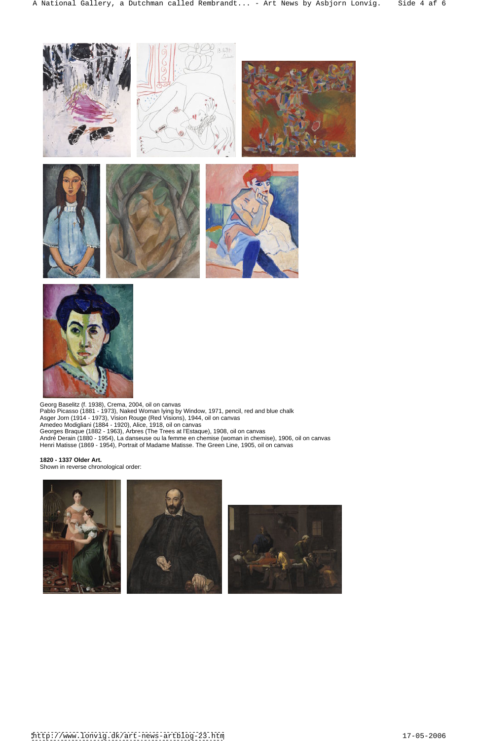Georg Baselitz (f. 1938), Crema, 2004, oil on canvas
Pablo Picasso (1881 - 1973), Naked Woman lying by Window, 1971, pencil, red and blue chalk
Asger Jorn (1914 - 1973), Vision Rouge (Red Visions), 1944, oil on canvas
Amedeo Modigliani (1884 - 1920), Alice, 1918, oil on canvas
Georges Braque (1882 - 1963), Arbres (The Trees at l'Estaque), 1908, oil on canvas
André Derain (1880 - 1954), La danseuse ou la femme en chemise (woman in chemise), 1906, oil on canvas
Henri Matisse (1869 - 1954), Portrait of Madame Matisse. The Green Line, 1905, oil on canvas

**1820 - 1337 Older Art.**
Shown in reverse chronological order: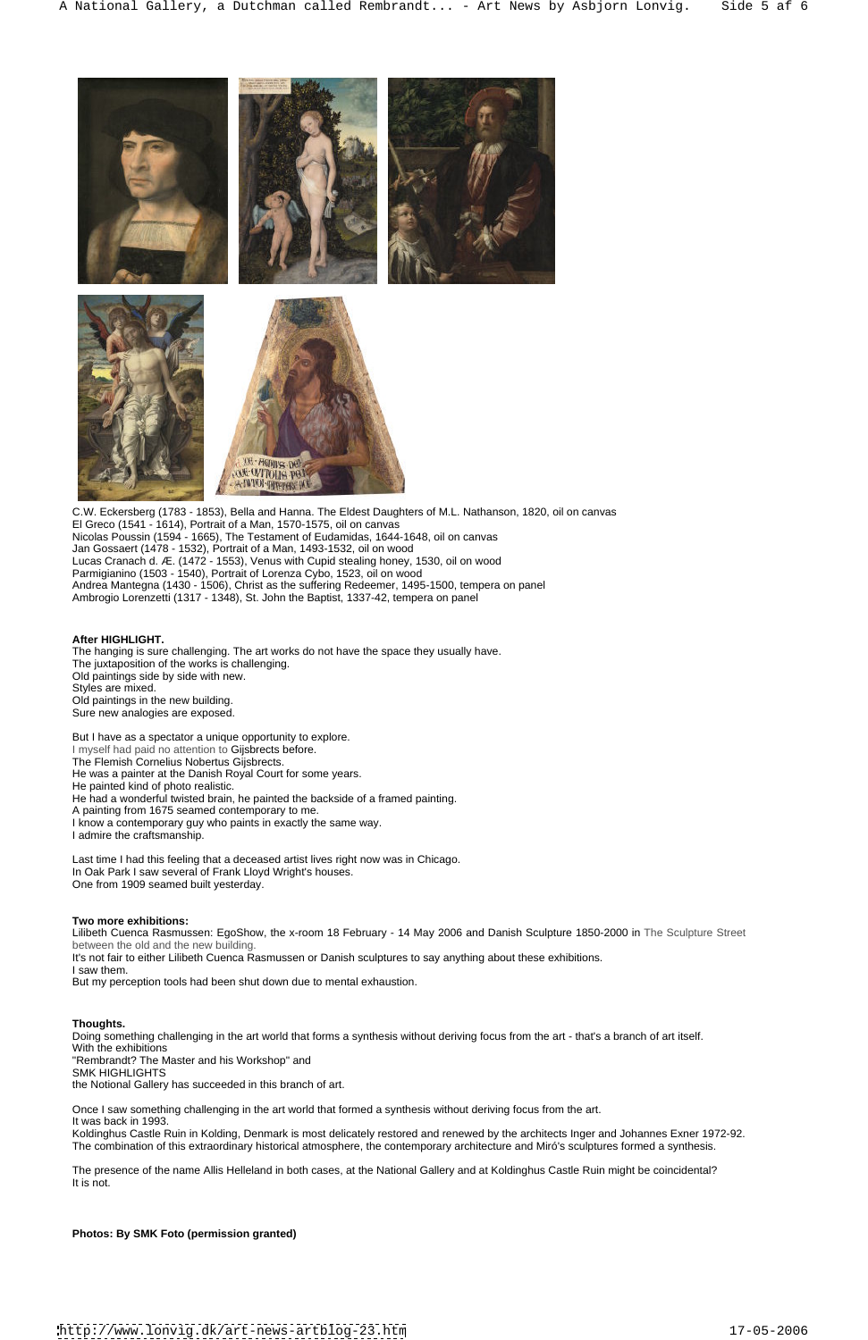C.W. Eckersberg (1783 - 1853), Bella and Hanna. The Eldest Daughters of M.L. Nathanson, 1820, oil on canvas
El Greco (1541 - 1614), Portrait of a Man, 1570-1575, oil on canvas
Nicolas Poussin (1594 - 1665), The Testament of Eudamidas, 1644-1648, oil on canvas
Jan Gossaert (1478 - 1532), Portrait of a Man, 1493-1532, oil on wood
Lucas Cranach d. Æ. (1472 - 1553), Venus with Cupid stealing honey, 1530, oil on wood
Parmigianino (1503 - 1540), Portrait of Lorenza Cybo, 1523, oil on wood
Andrea Mantegna (1430 - 1506), Christ as the suffering Redeemer, 1495-1500, tempera on panel
Ambrogio Lorenzetti (1317 - 1348), St. John the Baptist, 1337-42, tempera on panel

**After HIGHLIGHT.**
The hanging is sure challenging. The art works do not have the space they usually have.
The juxtaposition of the works is challenging.
Old paintings side by side with new.
Styles are mixed.
Old paintings in the new building.
Sure new analogies are exposed.

But I have as a spectator a unique opportunity to explore.
I myself had paid no attention to Gijsbrects before.
The Flemish Cornelius Nobertus Gijsbrects.
He was a painter at the Danish Royal Court for some years.
He painted kind of photo realistic.
He had a wonderful twisted brain, he painted the backside of a framed painting.
A painting from 1675 seamed contemporary to me.
I know a contemporary guy who paints in exactly the same way.
I admire the craftsmanship.

Last time I had this feeling that a deceased artist lives right now was in Chicago.
In Oak Park I saw several of Frank Lloyd Wright's houses.
One from 1909 seamed built yesterday.

**Two more exhibitions:**
Lilibeth Cuenca Rasmussen: EgoShow, the x-room 18 February - 14 May 2006 and Danish Sculpture 1850-2000 in The Sculpture Street between the old and the new building.
It's not fair to either Lilibeth Cuenca Rasmussen or Danish sculptures to say anything about these exhibitions.
I saw them.
But my perception tools had been shut down due to mental exhaustion.

**Thoughts.**
Doing something challenging in the art world that forms a synthesis without deriving focus from the art - that's a branch of art itself.
With the exhibitions
"Rembrandt? The Master and his Workshop" and
SMK HIGHLIGHTS
the Notional Gallery has succeeded in this branch of art.

Once I saw something challenging in the art world that formed a synthesis without deriving focus from the art.
It was back in 1993.
Koldinghus Castle Ruin in Kolding, Denmark is most delicately restored and renewed by the architects Inger and Johannes Exner 1972-92.
The combination of this extraordinary historical atmosphere, the contemporary architecture and Miró's sculptures formed a synthesis.

The presence of the name Allis Helleland in both cases, at the National Gallery and at Koldinghus Castle Ruin might be coincidental?
It is not.

**Photos: By SMK Foto (permission granted)**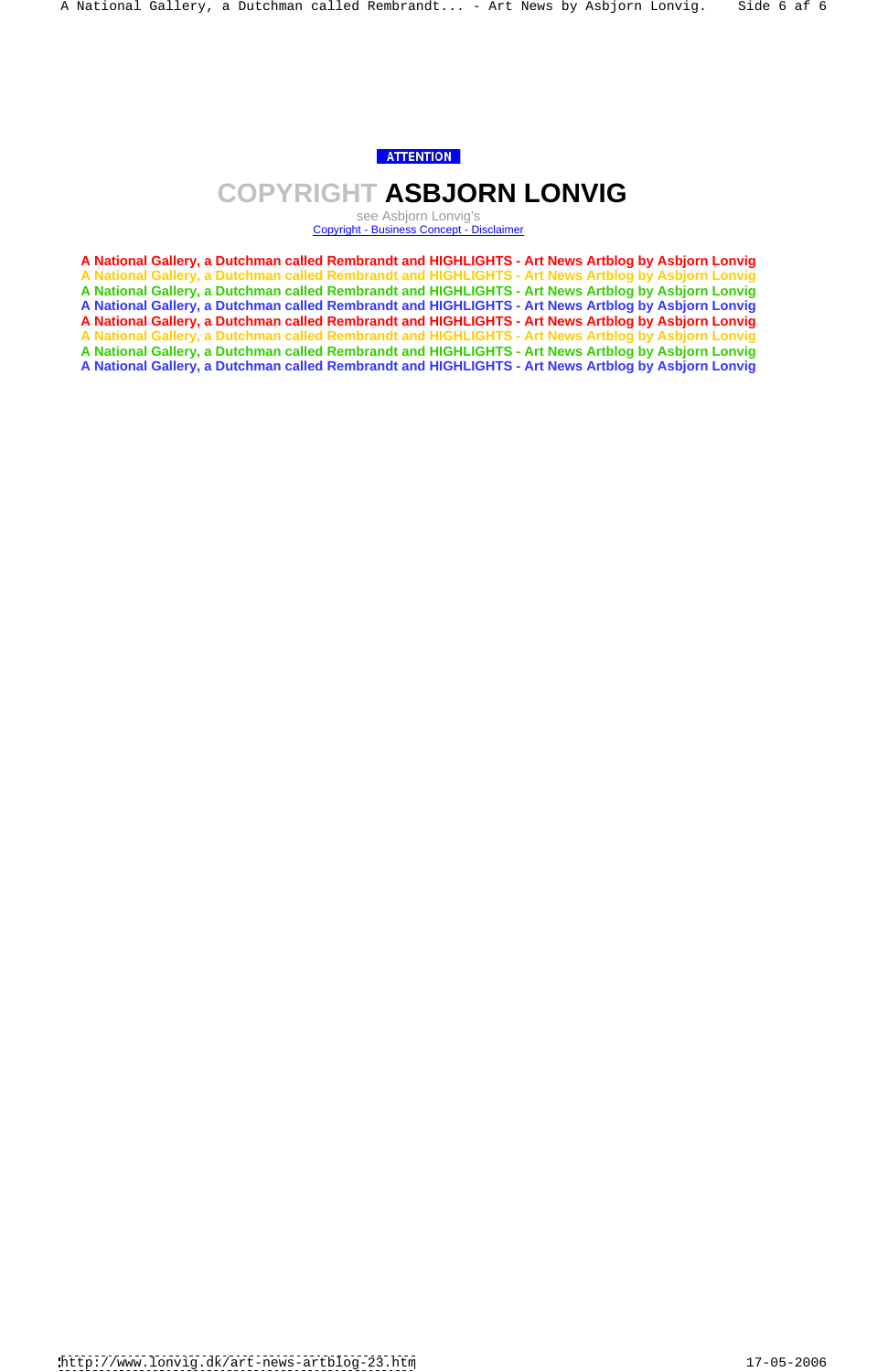ATTENTION

# COPYRIGHT ASBJORN LONVIG

see Asbjorn Lonvig's
Copyright - Business Concept - Disclaimer

**A National Gallery, a Dutchman called Rembrandt and HIGHLIGHTS - Art News Artblog by Asbjorn Lonvig**
**A National Gallery, a Dutchman called Rembrandt and HIGHLIGHTS - Art News Artblog by Asbjorn Lonvig**
**A National Gallery, a Dutchman called Rembrandt and HIGHLIGHTS - Art News Artblog by Asbjorn Lonvig**
**A National Gallery, a Dutchman called Rembrandt and HIGHLIGHTS - Art News Artblog by Asbjorn Lonvig**
**A National Gallery, a Dutchman called Rembrandt and HIGHLIGHTS - Art News Artblog by Asbjorn Lonvig**
**A National Gallery, a Dutchman called Rembrandt and HIGHLIGHTS - Art News Artblog by Asbjorn Lonvig**
**A National Gallery, a Dutchman called Rembrandt and HIGHLIGHTS - Art News Artblog by Asbjorn Lonvig**
**A National Gallery, a Dutchman called Rembrandt and HIGHLIGHTS - Art News Artblog by Asbjorn Lonvig**